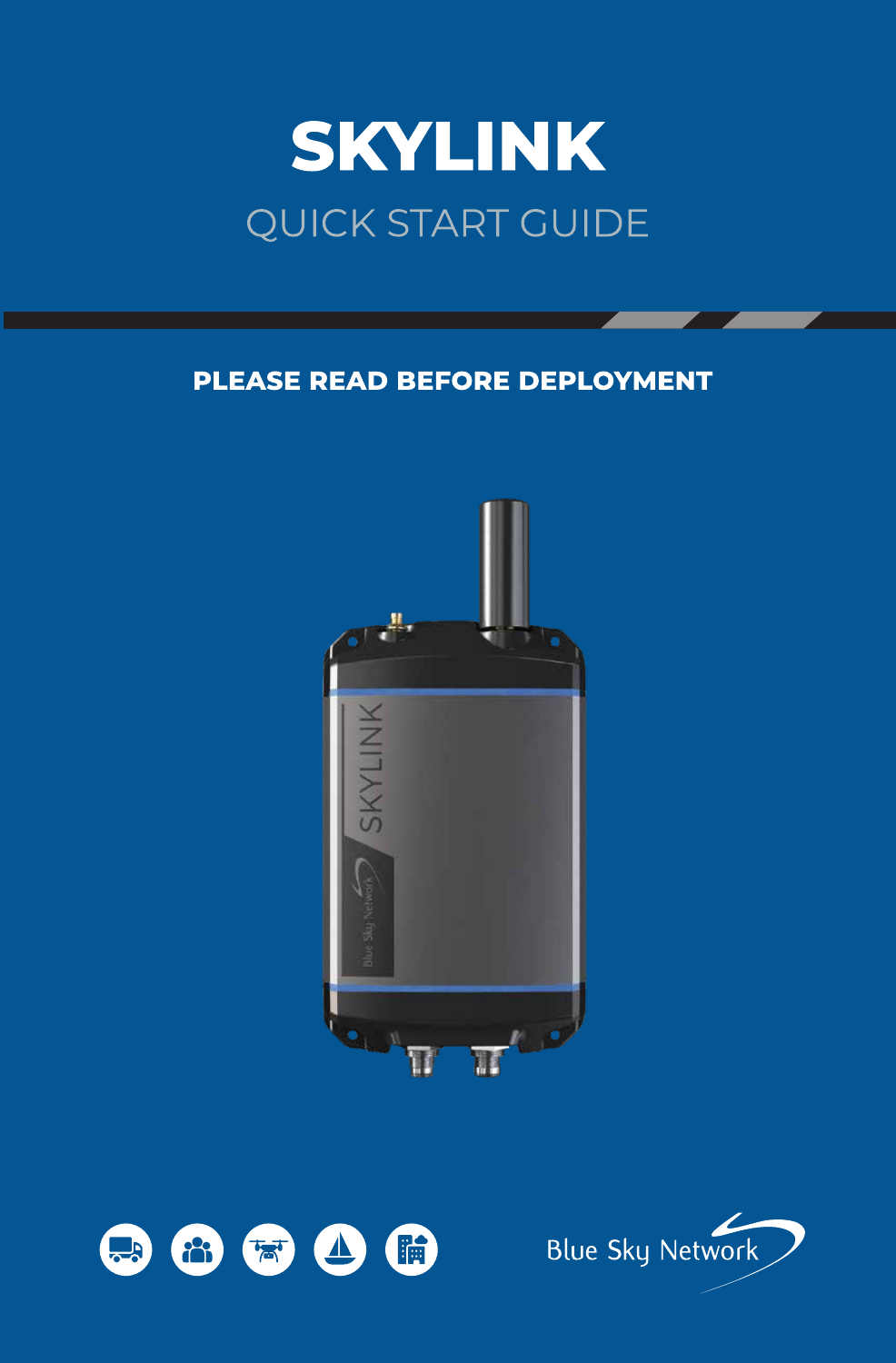# SKYLINK

## QUICK START GUIDE

**PLEASE READ BEFORE DEPLOYMENT**

Blue Sky Network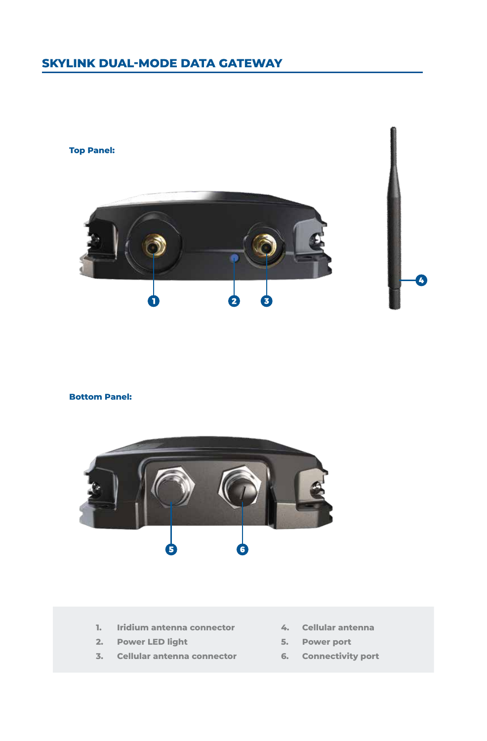## SKYLINK DUAL-MODE DATA GATEWAY

**Top Panel:**

**Bottom Panel:**

1. **Iridium antenna connector**
2. **Power LED light**
3. **Cellular antenna connector**
4. **Cellular antenna**
5. **Power port**
6. **Connectivity port**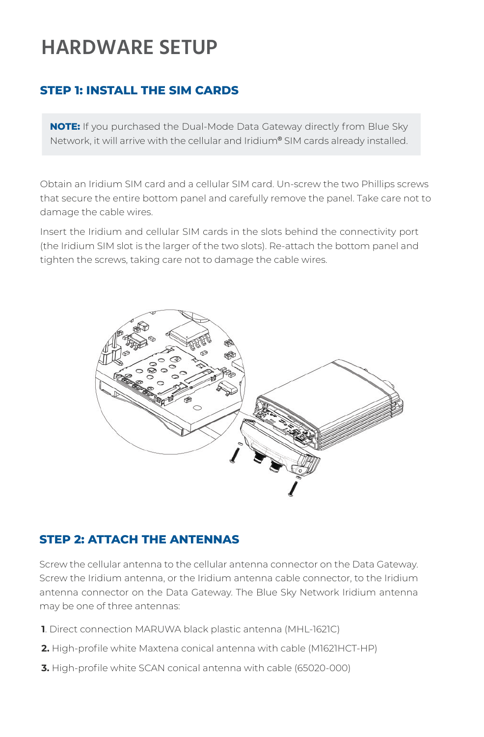# HARDWARE SETUP

## STEP 1: INSTALL THE SIM CARDS

> **NOTE:** If you purchased the Dual-Mode Data Gateway directly from Blue Sky Network, it will arrive with the cellular and Iridium® SIM cards already installed.

Obtain an Iridium SIM card and a cellular SIM card. Un-screw the two Phillips screws that secure the entire bottom panel and carefully remove the panel. Take care not to damage the cable wires.

Insert the Iridium and cellular SIM cards in the slots behind the connectivity port (the Iridium SIM slot is the larger of the two slots). Re-attach the bottom panel and tighten the screws, taking care not to damage the cable wires.

## STEP 2: ATTACH THE ANTENNAS

Screw the cellular antenna to the cellular antenna connector on the Data Gateway. Screw the Iridium antenna, or the Iridium antenna cable connector, to the Iridium antenna connector on the Data Gateway. The Blue Sky Network Iridium antenna may be one of three antennas:

1. Direct connection MARUWA black plastic antenna (MHL-1621C)
2. High-profile white Maxtena conical antenna with cable (M1621HCT-HP)
3. High-profile white SCAN conical antenna with cable (65020-000)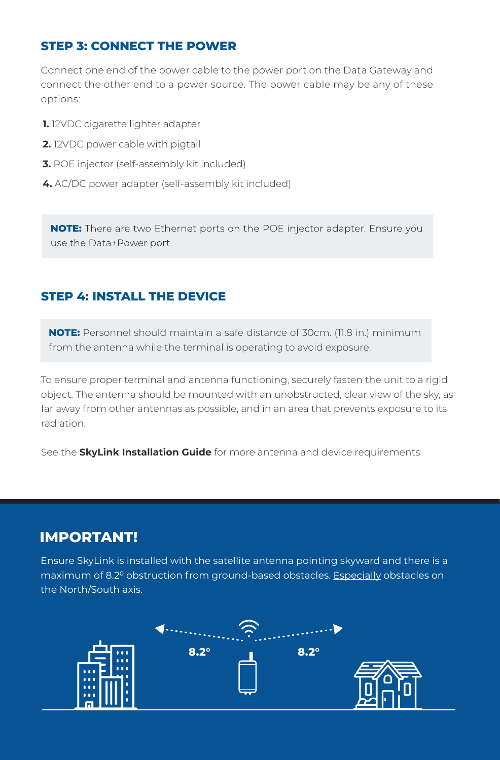## STEP 3: CONNECT THE POWER

Connect one end of the power cable to the power port on the Data Gateway and connect the other end to a power source. The power cable may be any of these options:

1. 12VDC cigarette lighter adapter
2. 12VDC power cable with pigtail
3. POE injector (self-assembly kit included)
4. AC/DC power adapter (self-assembly kit included)

> **NOTE:** There are two Ethernet ports on the POE injector adapter. Ensure you use the Data+Power port.

## STEP 4: INSTALL THE DEVICE

> **NOTE:** Personnel should maintain a safe distance of 30cm. (11.8 in.) minimum from the antenna while the terminal is operating to avoid exposure.

To ensure proper terminal and antenna functioning, securely fasten the unit to a rigid object. The antenna should be mounted with an unobstructed, clear view of the sky, as far away from other antennas as possible, and in an area that prevents exposure to its radiation.

See the **SkyLink Installation Guide** for more antenna and device requirements

## IMPORTANT!

Ensure SkyLink is installed with the satellite antenna pointing skyward and there is a maximum of 8.2º obstruction from ground-based obstacles. Especially obstacles on the North/South axis.

8.2º 8.2º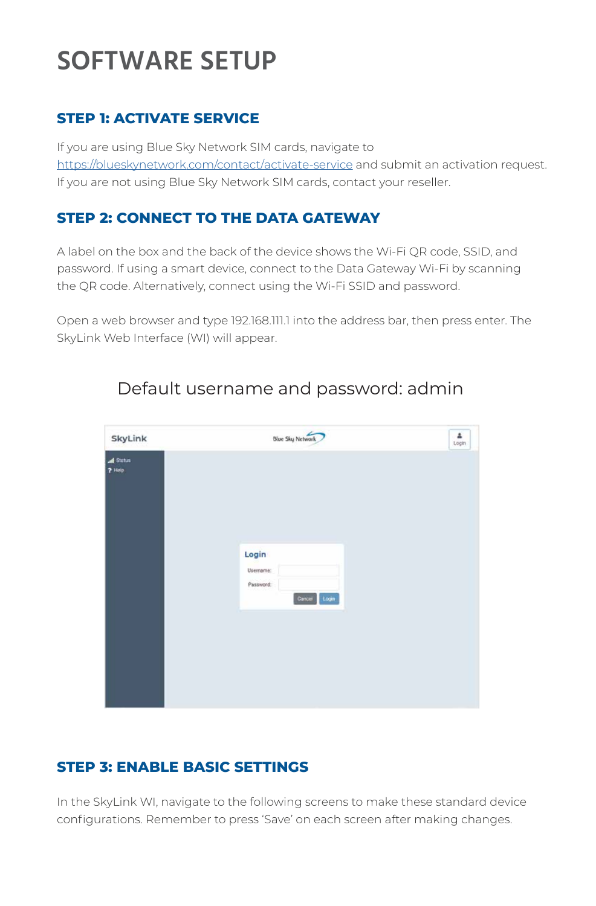# SOFTWARE SETUP

## STEP 1: ACTIVATE SERVICE

If you are using Blue Sky Network SIM cards, navigate to https://blueskynetwork.com/contact/activate-service and submit an activation request. If you are not using Blue Sky Network SIM cards, contact your reseller.

## STEP 2: CONNECT TO THE DATA GATEWAY

A label on the box and the back of the device shows the Wi-Fi QR code, SSID, and password. If using a smart device, connect to the Data Gateway Wi-Fi by scanning the QR code. Alternatively, connect using the Wi-Fi SSID and password.

Open a web browser and type 192.168.111.1 into the address bar, then press enter. The SkyLink Web Interface (WI) will appear.

Default username and password: admin

## STEP 3: ENABLE BASIC SETTINGS

In the SkyLink WI, navigate to the following screens to make these standard device configurations. Remember to press 'Save' on each screen after making changes.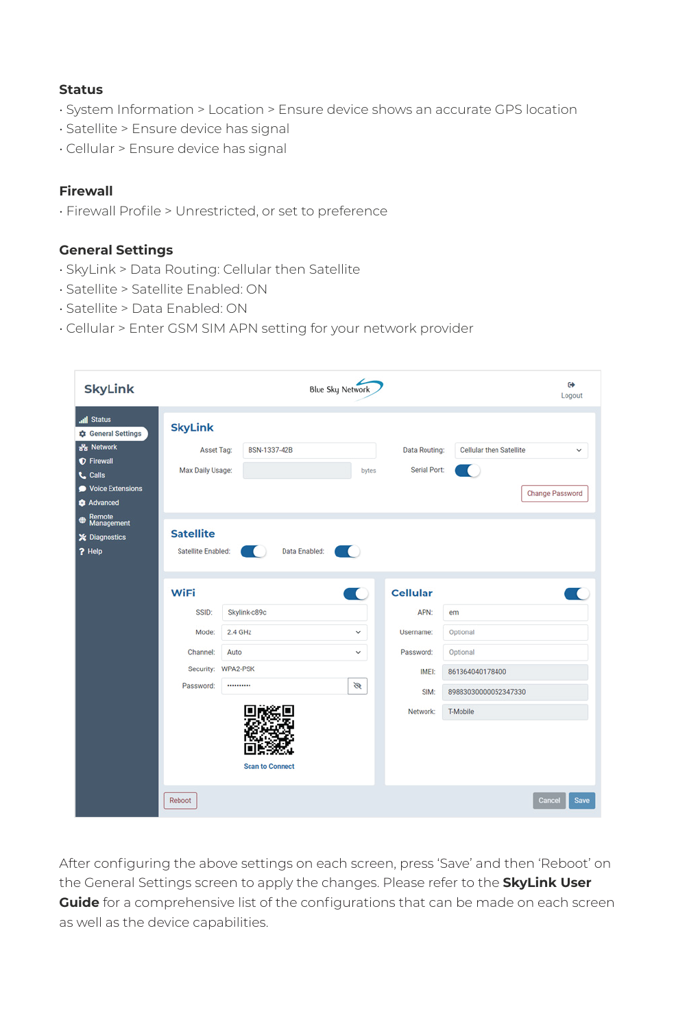### Status

- System Information > Location > Ensure device shows an accurate GPS location
- Satellite > Ensure device has signal
- Cellular > Ensure device has signal

### Firewall

- Firewall Profile > Unrestricted, or set to preference

### General Settings

- SkyLink > Data Routing: Cellular then Satellite
- Satellite > Satellite Enabled: ON
- Satellite > Data Enabled: ON
- Cellular > Enter GSM SIM APN setting for your network provider

After configuring the above settings on each screen, press 'Save' and then 'Reboot' on the General Settings screen to apply the changes. Please refer to the **SkyLink User Guide** for a comprehensive list of the configurations that can be made on each screen as well as the device capabilities.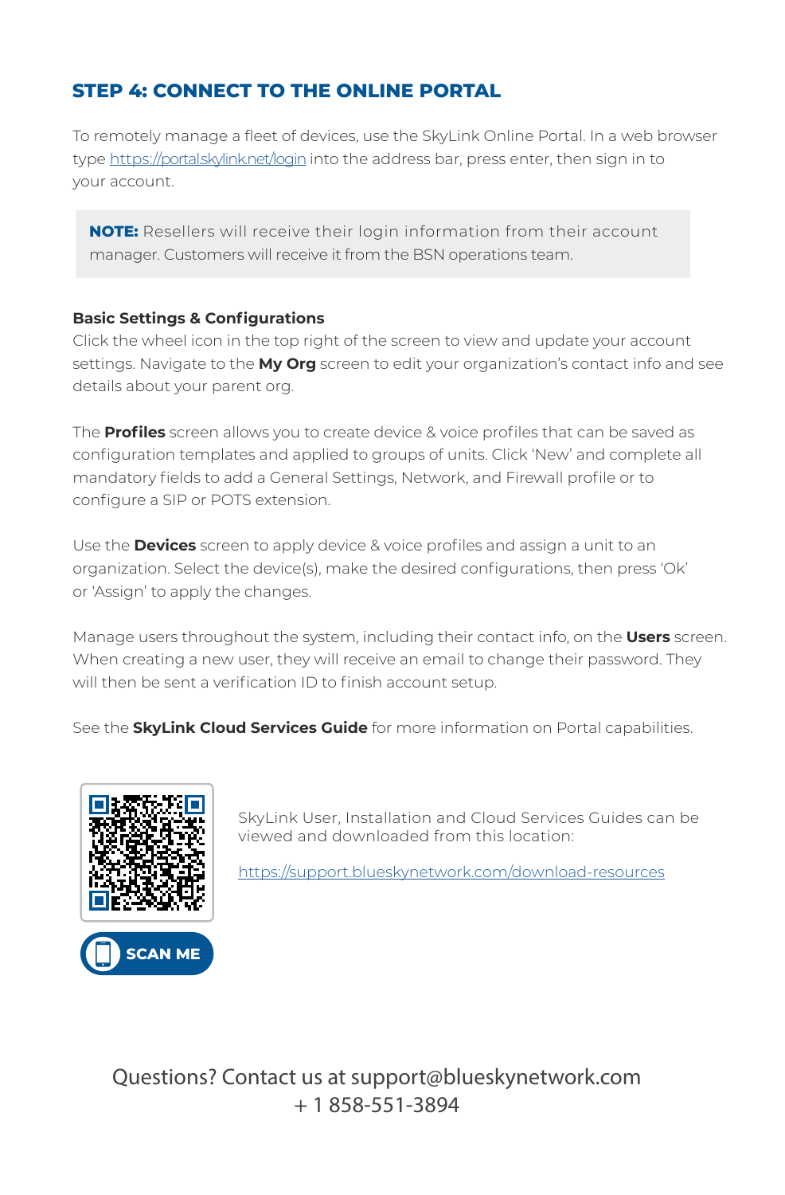## STEP 4: CONNECT TO THE ONLINE PORTAL

To remotely manage a fleet of devices, use the SkyLink Online Portal. In a web browser type https://portal.skylink.net/login into the address bar, press enter, then sign in to your account.

> **NOTE:** Resellers will receive their login information from their account manager. Customers will receive it from the BSN operations team.

**Basic Settings & Configurations**

Click the wheel icon in the top right of the screen to view and update your account settings. Navigate to the **My Org** screen to edit your organization's contact info and see details about your parent org.

The **Profiles** screen allows you to create device & voice profiles that can be saved as configuration templates and applied to groups of units. Click 'New' and complete all mandatory fields to add a General Settings, Network, and Firewall profile or to configure a SIP or POTS extension.

Use the **Devices** screen to apply device & voice profiles and assign a unit to an organization. Select the device(s), make the desired configurations, then press 'Ok' or 'Assign' to apply the changes.

Manage users throughout the system, including their contact info, on the **Users** screen. When creating a new user, they will receive an email to change their password. They will then be sent a verification ID to finish account setup.

See the **SkyLink Cloud Services Guide** for more information on Portal capabilities.

SCAN ME

SkyLink User, Installation and Cloud Services Guides can be viewed and downloaded from this location:

https://support.blueskynetwork.com/download-resources

Questions? Contact us at support@blueskynetwork.com
+ 1 858-551-3894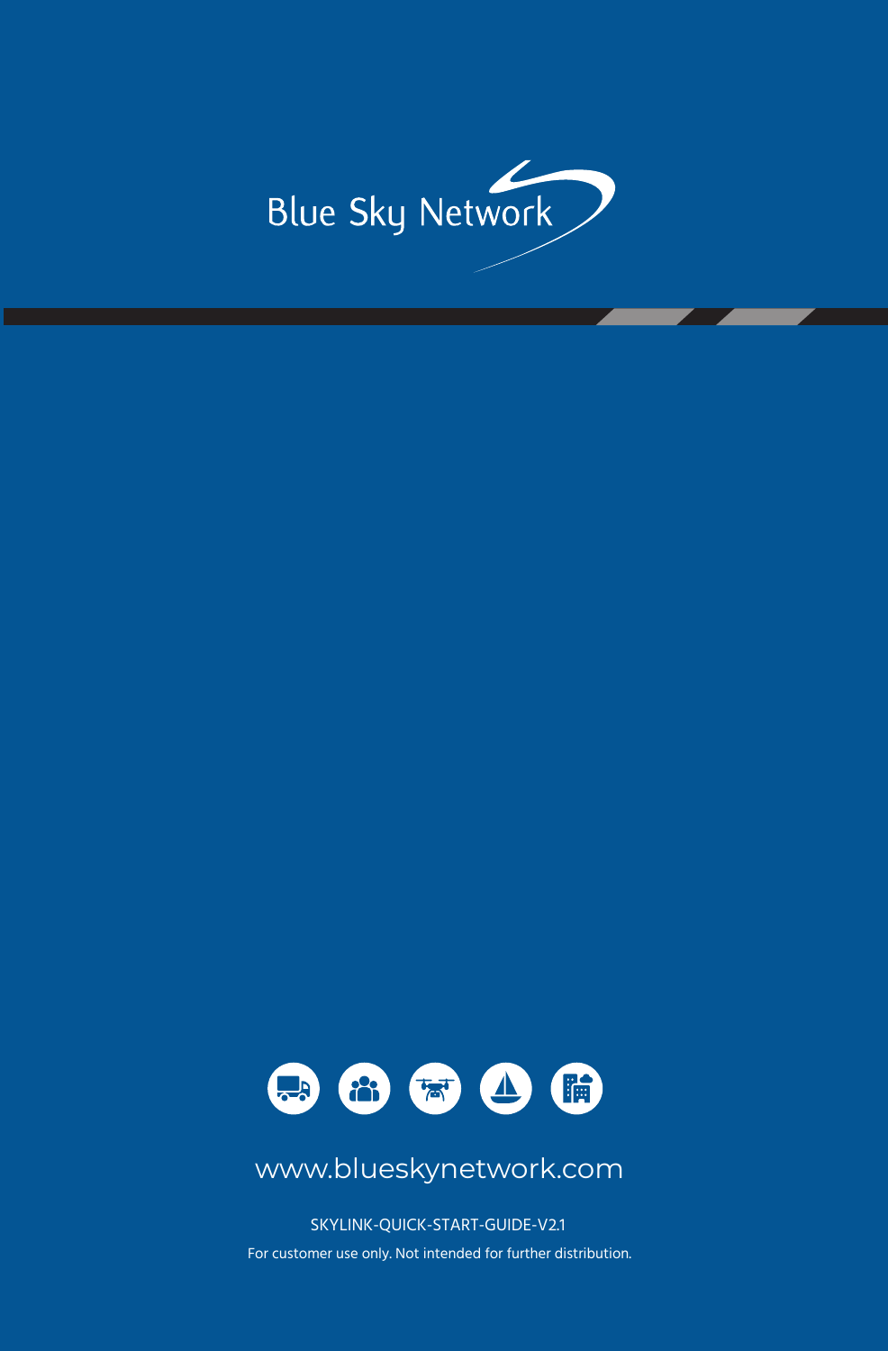Blue Sky Network

www.blueskynetwork.com

SKYLINK-QUICK-START-GUIDE-V2.1

For customer use only. Not intended for further distribution.